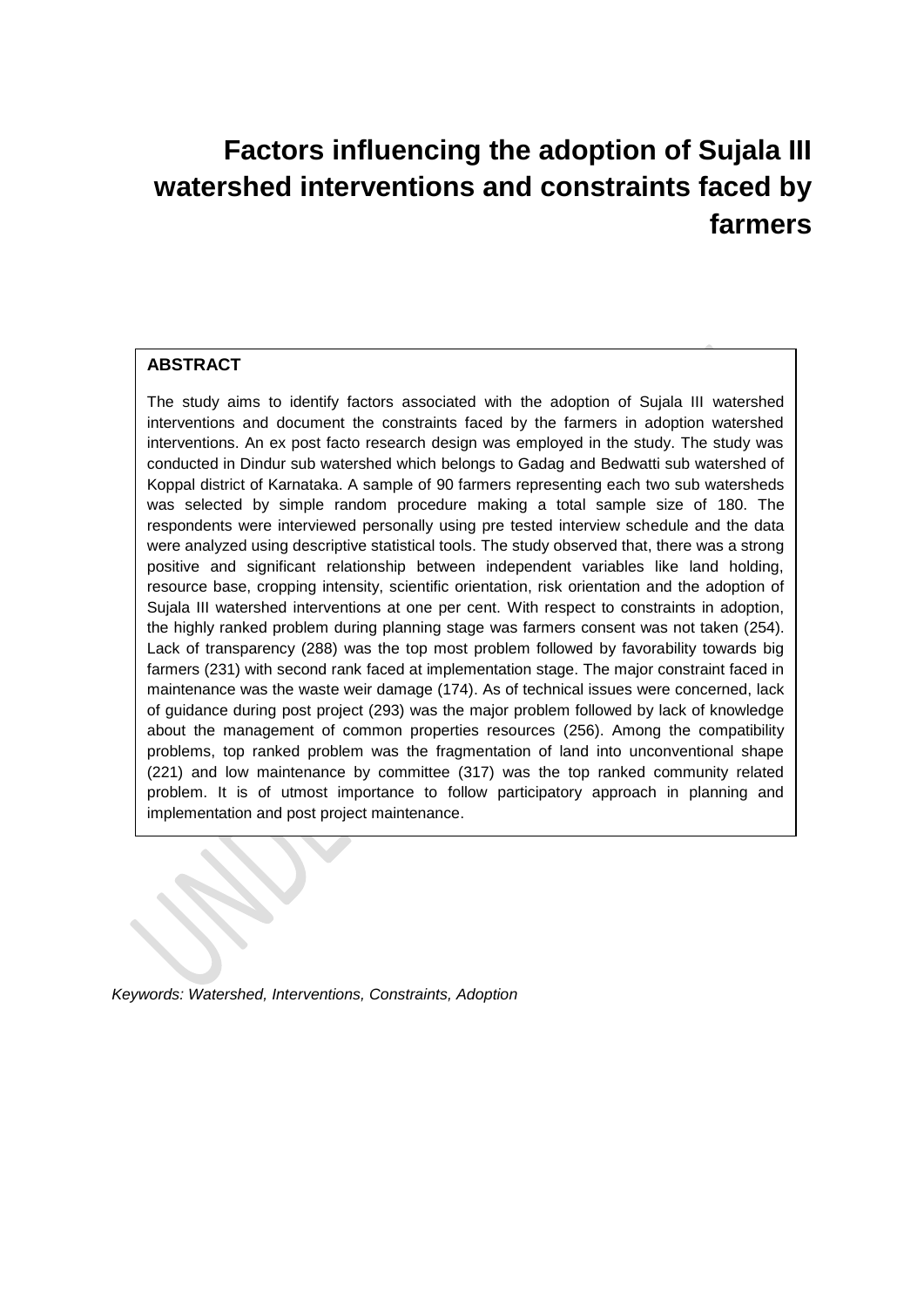# Factors influencing the adoption of Sujala III watershed interventions and constraints faced by farmers

## ABSTRACT

The study aims to identify factors associated with the adoption of Sujala III watershed interventions and document the constraints faced by the farmers in adoption watershed interventions. An ex post facto research design was employed in the study. The study was conducted in Dindur sub watershed which belongs to Gadag and Bedwatti sub watershed of Koppal district of Karnataka. A sample of 90 farmers representing each two sub watersheds was selected by simple random procedure making a total sample size of 180. The respondents were interviewed personally using pre tested interview schedule and the data were analyzed using descriptive statistical tools. The study observed that, there was a strong positive and significant relationship between independent variables like land holding, resource base, cropping intensity, scientific orientation, risk orientation and the adoption of Sujala III watershed interventions at one per cent. With respect to constraints in adoption, the highly ranked problem during planning stage was farmers consent was not taken (254). Lack of transparency (288) was the top most problem followed by favorability towards big farmers (231) with second rank faced at implementation stage. The major constraint faced in maintenance was the waste weir damage (174). As of technical issues were concerned, lack of guidance during post project (293) was the major problem followed by lack of knowledge about the management of common properties resources (256). Among the compatibility problems, top ranked problem was the fragmentation of land into unconventional shape (221) and low maintenance by committee (317) was the top ranked community related problem. It is of utmost importance to follow participatory approach in planning and implementation and post project maintenance.

*Keywords: Watershed, Interventions, Constraints, Adoption*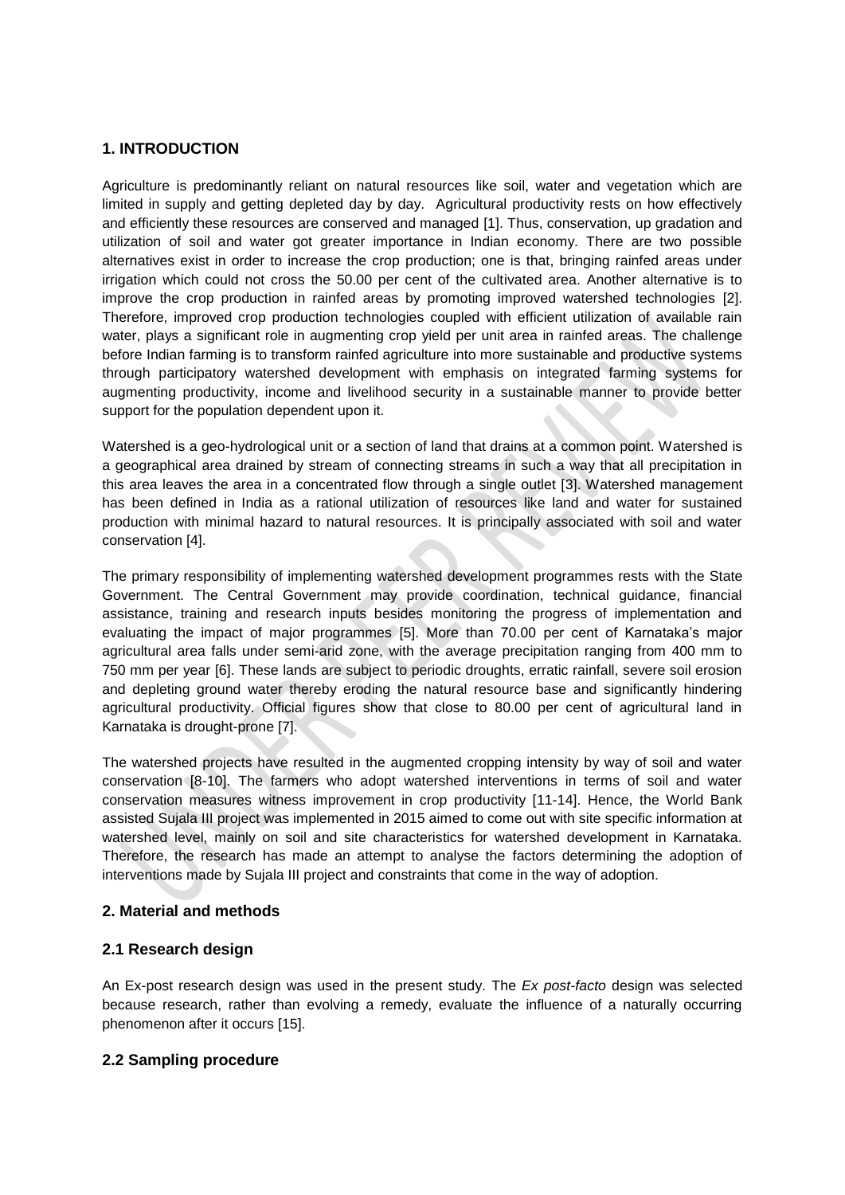## 1. INTRODUCTION

Agriculture is predominantly reliant on natural resources like soil, water and vegetation which are limited in supply and getting depleted day by day. Agricultural productivity rests on how effectively and efficiently these resources are conserved and managed [1]. Thus, conservation, up gradation and utilization of soil and water got greater importance in Indian economy. There are two possible alternatives exist in order to increase the crop production; one is that, bringing rainfed areas under irrigation which could not cross the 50.00 per cent of the cultivated area. Another alternative is to improve the crop production in rainfed areas by promoting improved watershed technologies [2]. Therefore, improved crop production technologies coupled with efficient utilization of available rain water, plays a significant role in augmenting crop yield per unit area in rainfed areas. The challenge before Indian farming is to transform rainfed agriculture into more sustainable and productive systems through participatory watershed development with emphasis on integrated farming systems for augmenting productivity, income and livelihood security in a sustainable manner to provide better support for the population dependent upon it.

Watershed is a geo-hydrological unit or a section of land that drains at a common point. Watershed is a geographical area drained by stream of connecting streams in such a way that all precipitation in this area leaves the area in a concentrated flow through a single outlet [3]. Watershed management has been defined in India as a rational utilization of resources like land and water for sustained production with minimal hazard to natural resources. It is principally associated with soil and water conservation [4].

The primary responsibility of implementing watershed development programmes rests with the State Government. The Central Government may provide coordination, technical guidance, financial assistance, training and research inputs besides monitoring the progress of implementation and evaluating the impact of major programmes [5]. More than 70.00 per cent of Karnataka's major agricultural area falls under semi-arid zone, with the average precipitation ranging from 400 mm to 750 mm per year [6]. These lands are subject to periodic droughts, erratic rainfall, severe soil erosion and depleting ground water thereby eroding the natural resource base and significantly hindering agricultural productivity. Official figures show that close to 80.00 per cent of agricultural land in Karnataka is drought-prone [7].

The watershed projects have resulted in the augmented cropping intensity by way of soil and water conservation [8-10]. The farmers who adopt watershed interventions in terms of soil and water conservation measures witness improvement in crop productivity [11-14]. Hence, the World Bank assisted Sujala III project was implemented in 2015 aimed to come out with site specific information at watershed level, mainly on soil and site characteristics for watershed development in Karnataka. Therefore, the research has made an attempt to analyse the factors determining the adoption of interventions made by Sujala III project and constraints that come in the way of adoption.

## 2. Material and methods

### 2.1 Research design

An Ex-post research design was used in the present study. The *Ex post-facto* design was selected because research, rather than evolving a remedy, evaluate the influence of a naturally occurring phenomenon after it occurs [15].

### 2.2 Sampling procedure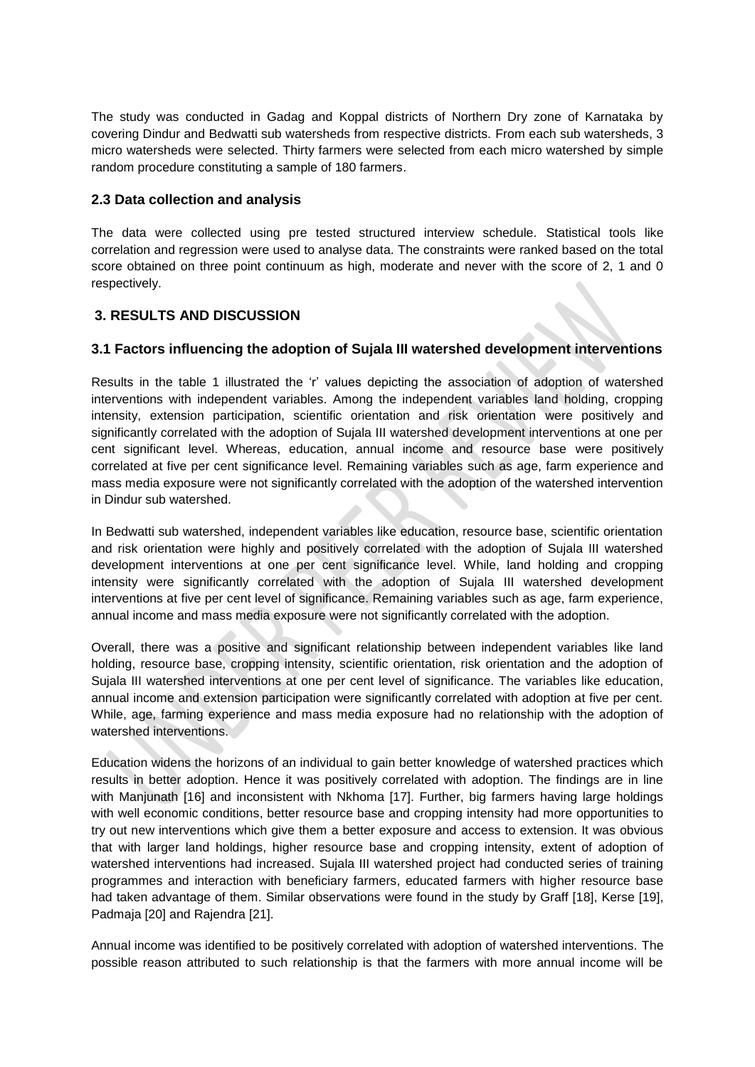The study was conducted in Gadag and Koppal districts of Northern Dry zone of Karnataka by covering Dindur and Bedwatti sub watersheds from respective districts. From each sub watersheds, 3 micro watersheds were selected. Thirty farmers were selected from each micro watershed by simple random procedure constituting a sample of 180 farmers.

### 2.3 Data collection and analysis

The data were collected using pre tested structured interview schedule. Statistical tools like correlation and regression were used to analyse data. The constraints were ranked based on the total score obtained on three point continuum as high, moderate and never with the score of 2, 1 and 0 respectively.

## 3. RESULTS AND DISCUSSION

### 3.1 Factors influencing the adoption of Sujala III watershed development interventions

Results in the table 1 illustrated the 'r' values depicting the association of adoption of watershed interventions with independent variables. Among the independent variables land holding, cropping intensity, extension participation, scientific orientation and risk orientation were positively and significantly correlated with the adoption of Sujala III watershed development interventions at one per cent significant level. Whereas, education, annual income and resource base were positively correlated at five per cent significance level. Remaining variables such as age, farm experience and mass media exposure were not significantly correlated with the adoption of the watershed intervention in Dindur sub watershed.

In Bedwatti sub watershed, independent variables like education, resource base, scientific orientation and risk orientation were highly and positively correlated with the adoption of Sujala III watershed development interventions at one per cent significance level. While, land holding and cropping intensity were significantly correlated with the adoption of Sujala III watershed development interventions at five per cent level of significance. Remaining variables such as age, farm experience, annual income and mass media exposure were not significantly correlated with the adoption.

Overall, there was a positive and significant relationship between independent variables like land holding, resource base, cropping intensity, scientific orientation, risk orientation and the adoption of Sujala III watershed interventions at one per cent level of significance. The variables like education, annual income and extension participation were significantly correlated with adoption at five per cent. While, age, farming experience and mass media exposure had no relationship with the adoption of watershed interventions.

Education widens the horizons of an individual to gain better knowledge of watershed practices which results in better adoption. Hence it was positively correlated with adoption. The findings are in line with Manjunath [16] and inconsistent with Nkhoma [17]. Further, big farmers having large holdings with well economic conditions, better resource base and cropping intensity had more opportunities to try out new interventions which give them a better exposure and access to extension. It was obvious that with larger land holdings, higher resource base and cropping intensity, extent of adoption of watershed interventions had increased. Sujala III watershed project had conducted series of training programmes and interaction with beneficiary farmers, educated farmers with higher resource base had taken advantage of them. Similar observations were found in the study by Graff [18], Kerse [19], Padmaja [20] and Rajendra [21].

Annual income was identified to be positively correlated with adoption of watershed interventions. The possible reason attributed to such relationship is that the farmers with more annual income will be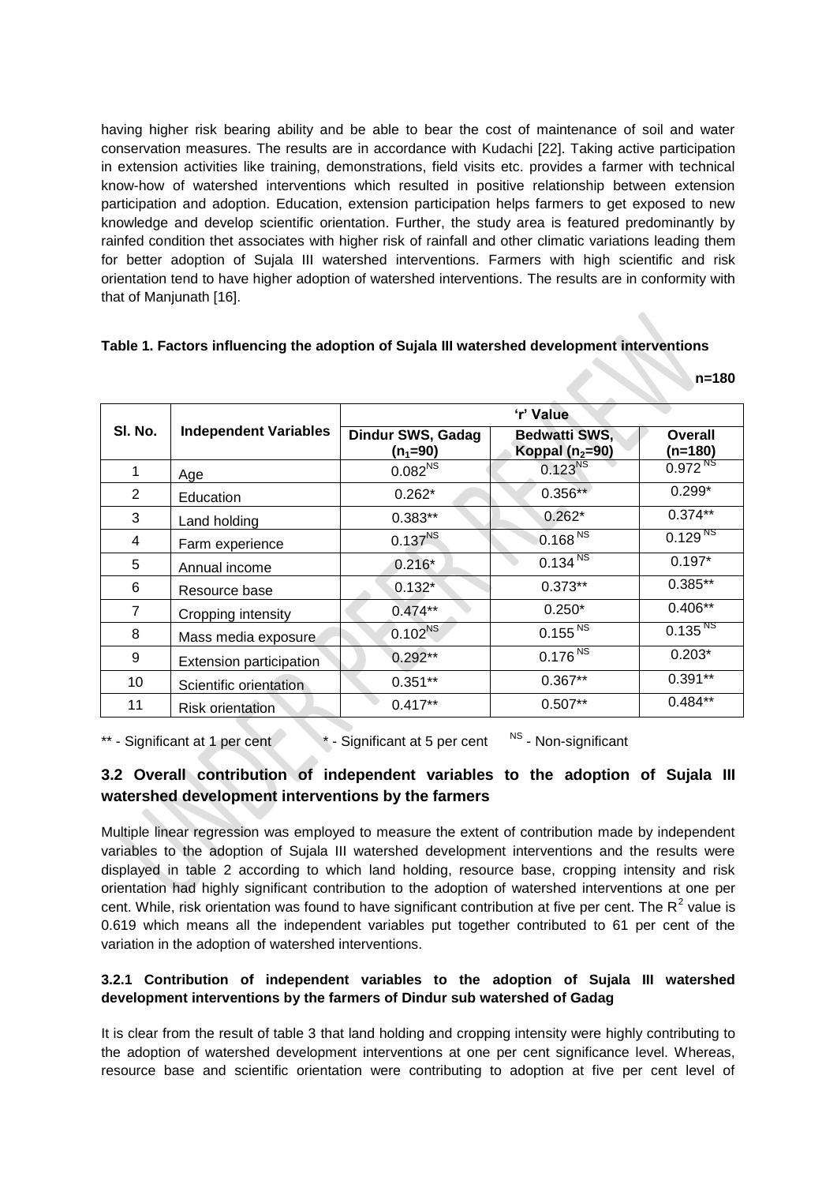having higher risk bearing ability and be able to bear the cost of maintenance of soil and water conservation measures. The results are in accordance with Kudachi [22]. Taking active participation in extension activities like training, demonstrations, field visits etc. provides a farmer with technical know-how of watershed interventions which resulted in positive relationship between extension participation and adoption. Education, extension participation helps farmers to get exposed to new knowledge and develop scientific orientation. Further, the study area is featured predominantly by rainfed condition thet associates with higher risk of rainfall and other climatic variations leading them for better adoption of Sujala III watershed interventions. Farmers with high scientific and risk orientation tend to have higher adoption of watershed interventions. The results are in conformity with that of Manjunath [16].

**Table 1. Factors influencing the adoption of Sujala III watershed development interventions**

**n=180**

| Sl. No. | Independent Variables | 'r' Value | | |
|---|---|---|---|---|
| | | Dindur SWS, Gadag ($n_1$=90) | Bedwatti SWS, Koppal ($n_2$=90) | Overall (n=180) |
| 1 | Age | $0.082^{NS}$ | $0.123^{NS}$ | $0.972^{NS}$ |
| 2 | Education | 0.262* | 0.356** | 0.299* |
| 3 | Land holding | 0.383** | 0.262* | 0.374** |
| 4 | Farm experience | $0.137^{NS}$ | $0.168^{NS}$ | $0.129^{NS}$ |
| 5 | Annual income | 0.216* | $0.134^{NS}$ | 0.197* |
| 6 | Resource base | 0.132* | 0.373** | 0.385** |
| 7 | Cropping intensity | 0.474** | 0.250* | 0.406** |
| 8 | Mass media exposure | $0.102^{NS}$ | $0.155^{NS}$ | $0.135^{NS}$ |
| 9 | Extension participation | 0.292** | $0.176^{NS}$ | 0.203* |
| 10 | Scientific orientation | 0.351** | 0.367** | 0.391** |
| 11 | Risk orientation | 0.417** | 0.507** | 0.484** |

** - Significant at 1 per cent   * - Significant at 5 per cent   NS - Non-significant

## 3.2 Overall contribution of independent variables to the adoption of Sujala III watershed development interventions by the farmers

Multiple linear regression was employed to measure the extent of contribution made by independent variables to the adoption of Sujala III watershed development interventions and the results were displayed in table 2 according to which land holding, resource base, cropping intensity and risk orientation had highly significant contribution to the adoption of watershed interventions at one per cent. While, risk orientation was found to have significant contribution at five per cent. The $R^2$ value is 0.619 which means all the independent variables put together contributed to 61 per cent of the variation in the adoption of watershed interventions.

### 3.2.1 Contribution of independent variables to the adoption of Sujala III watershed development interventions by the farmers of Dindur sub watershed of Gadag

It is clear from the result of table 3 that land holding and cropping intensity were highly contributing to the adoption of watershed development interventions at one per cent significance level. Whereas, resource base and scientific orientation were contributing to adoption at five per cent level of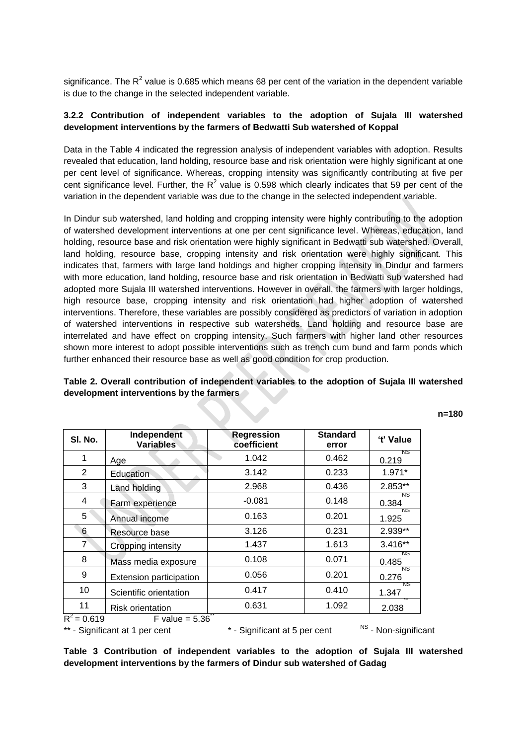significance. The $R^2$ value is 0.685 which means 68 per cent of the variation in the dependent variable is due to the change in the selected independent variable.

### 3.2.2 Contribution of independent variables to the adoption of Sujala III watershed development interventions by the farmers of Bedwatti Sub watershed of Koppal

Data in the Table 4 indicated the regression analysis of independent variables with adoption. Results revealed that education, land holding, resource base and risk orientation were highly significant at one per cent level of significance. Whereas, cropping intensity was significantly contributing at five per cent significance level. Further, the $R^2$ value is 0.598 which clearly indicates that 59 per cent of the variation in the dependent variable was due to the change in the selected independent variable.

In Dindur sub watershed, land holding and cropping intensity were highly contributing to the adoption of watershed development interventions at one per cent significance level. Whereas, education, land holding, resource base and risk orientation were highly significant in Bedwatti sub watershed. Overall, land holding, resource base, cropping intensity and risk orientation were highly significant. This indicates that, farmers with large land holdings and higher cropping intensity in Dindur and farmers with more education, land holding, resource base and risk orientation in Bedwatti sub watershed had adopted more Sujala III watershed interventions. However in overall, the farmers with larger holdings, high resource base, cropping intensity and risk orientation had higher adoption of watershed interventions. Therefore, these variables are possibly considered as predictors of variation in adoption of watershed interventions in respective sub watersheds. Land holding and resource base are interrelated and have effect on cropping intensity. Such farmers with higher land other resources shown more interest to adopt possible interventions such as trench cum bund and farm ponds which further enhanced their resource base as well as good condition for crop production.

**Table 2. Overall contribution of independent variables to the adoption of Sujala III watershed development interventions by the farmers**

**n=180**

| Sl. No. | Independent Variables | Regression coefficient | Standard error | 't' Value |
|---|---|---|---|---|
| 1 | Age | 1.042 | 0.462 | 0.219$^{NS}$ |
| 2 | Education | 3.142 | 0.233 | 1.971* |
| 3 | Land holding | 2.968 | 0.436 | 2.853** |
| 4 | Farm experience | -0.081 | 0.148 | 0.384$^{NS}$ |
| 5 | Annual income | 0.163 | 0.201 | 1.925$^{NS}$ |
| 6 | Resource base | 3.126 | 0.231 | 2.939** |
| 7 | Cropping intensity | 1.437 | 1.613 | 3.416** |
| 8 | Mass media exposure | 0.108 | 0.071 | 0.485$^{NS}$ |
| 9 | Extension participation | 0.056 | 0.201 | 0.276$^{NS}$ |
| 10 | Scientific orientation | 0.417 | 0.410 | 1.347$^{NS}$ |
| 11 | Risk orientation | 0.631 | 1.092 | 2.038** |

$R^2 = 0.619$ F value = 5.36**

** - Significant at 1 per cent * - Significant at 5 per cent $^{NS}$ - Non-significant

**Table 3 Contribution of independent variables to the adoption of Sujala III watershed development interventions by the farmers of Dindur sub watershed of Gadag**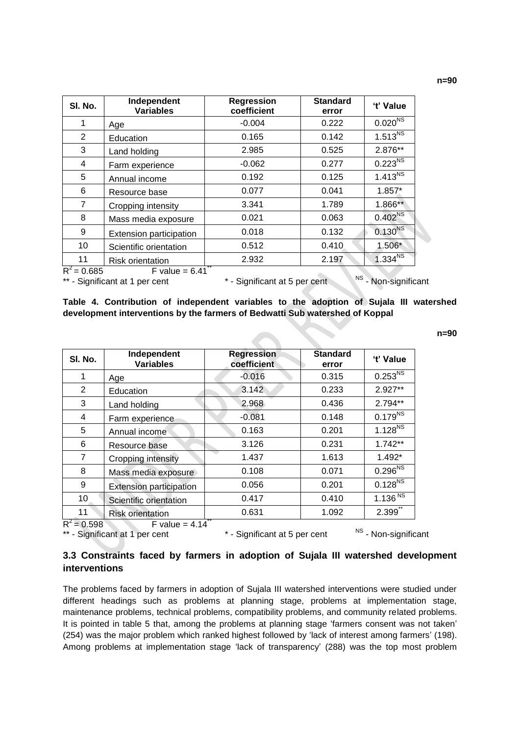n=90

| Sl. No. | Independent Variables | Regression coefficient | Standard error | 't' Value |
|---|---|---|---|---|
| 1 | Age | -0.004 | 0.222 | $0.020^{NS}$ |
| 2 | Education | 0.165 | 0.142 | $1.513^{NS}$ |
| 3 | Land holding | 2.985 | 0.525 | 2.876** |
| 4 | Farm experience | -0.062 | 0.277 | $0.223^{NS}$ |
| 5 | Annual income | 0.192 | 0.125 | $1.413^{NS}$ |
| 6 | Resource base | 0.077 | 0.041 | 1.857* |
| 7 | Cropping intensity | 3.341 | 1.789 | 1.866** |
| 8 | Mass media exposure | 0.021 | 0.063 | $0.402^{NS}$ |
| 9 | Extension participation | 0.018 | 0.132 | $0.130^{NS}$ |
| 10 | Scientific orientation | 0.512 | 0.410 | 1.506* |
| 11 | Risk orientation | 2.932 | 2.197 | $1.334^{NS}$ |

$R^2 = 0.685$ F value = 6.41**

** - Significant at 1 per cent * - Significant at 5 per cent NS - Non-significant

**Table 4. Contribution of independent variables to the adoption of Sujala III watershed development interventions by the farmers of Bedwatti Sub watershed of Koppal**

n=90

| Sl. No. | Independent Variables | Regression coefficient | Standard error | 't' Value |
|---|---|---|---|---|
| 1 | Age | -0.016 | 0.315 | $0.253^{NS}$ |
| 2 | Education | 3.142 | 0.233 | 2.927** |
| 3 | Land holding | 2.968 | 0.436 | 2.794** |
| 4 | Farm experience | -0.081 | 0.148 | $0.179^{NS}$ |
| 5 | Annual income | 0.163 | 0.201 | $1.128^{NS}$ |
| 6 | Resource base | 3.126 | 0.231 | 1.742** |
| 7 | Cropping intensity | 1.437 | 1.613 | 1.492* |
| 8 | Mass media exposure | 0.108 | 0.071 | $0.296^{NS}$ |
| 9 | Extension participation | 0.056 | 0.201 | $0.128^{NS}$ |
| 10 | Scientific orientation | 0.417 | 0.410 | $1.136^{NS}$ |
| 11 | Risk orientation | 0.631 | 1.092 | 2.399** |

$R^2 = 0.598$ F value = 4.14**

** - Significant at 1 per cent * - Significant at 5 per cent NS - Non-significant

### 3.3 Constraints faced by farmers in adoption of Sujala III watershed development interventions

The problems faced by farmers in adoption of Sujala III watershed interventions were studied under different headings such as problems at planning stage, problems at implementation stage, maintenance problems, technical problems, compatibility problems, and community related problems. It is pointed in table 5 that, among the problems at planning stage 'farmers consent was not taken' (254) was the major problem which ranked highest followed by 'lack of interest among farmers' (198). Among problems at implementation stage 'lack of transparency' (288) was the top most problem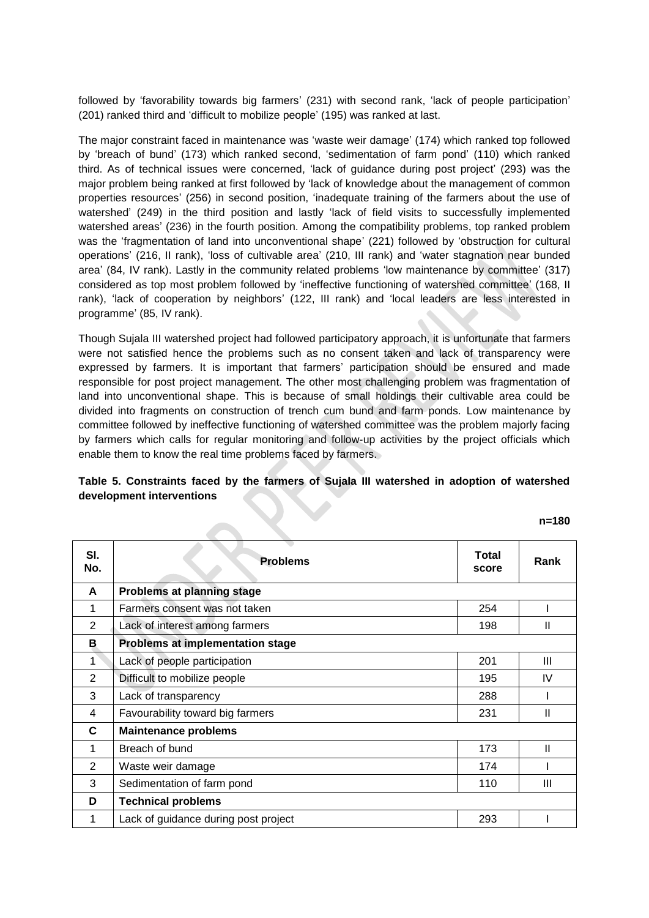followed by 'favorability towards big farmers' (231) with second rank, 'lack of people participation' (201) ranked third and 'difficult to mobilize people' (195) was ranked at last.

The major constraint faced in maintenance was 'waste weir damage' (174) which ranked top followed by 'breach of bund' (173) which ranked second, 'sedimentation of farm pond' (110) which ranked third. As of technical issues were concerned, 'lack of guidance during post project' (293) was the major problem being ranked at first followed by 'lack of knowledge about the management of common properties resources' (256) in second position, 'inadequate training of the farmers about the use of watershed' (249) in the third position and lastly 'lack of field visits to successfully implemented watershed areas' (236) in the fourth position. Among the compatibility problems, top ranked problem was the 'fragmentation of land into unconventional shape' (221) followed by 'obstruction for cultural operations' (216, II rank), 'loss of cultivable area' (210, III rank) and 'water stagnation near bunded area' (84, IV rank). Lastly in the community related problems 'low maintenance by committee' (317) considered as top most problem followed by 'ineffective functioning of watershed committee' (168, II rank), 'lack of cooperation by neighbors' (122, III rank) and 'local leaders are less interested in programme' (85, IV rank).

Though Sujala III watershed project had followed participatory approach, it is unfortunate that farmers were not satisfied hence the problems such as no consent taken and lack of transparency were expressed by farmers. It is important that farmers' participation should be ensured and made responsible for post project management. The other most challenging problem was fragmentation of land into unconventional shape. This is because of small holdings their cultivable area could be divided into fragments on construction of trench cum bund and farm ponds. Low maintenance by committee followed by ineffective functioning of watershed committee was the problem majorly facing by farmers which calls for regular monitoring and follow-up activities by the project officials which enable them to know the real time problems faced by farmers.

**Table 5. Constraints faced by the farmers of Sujala III watershed in adoption of watershed development interventions**

**n=180**

| Sl. No. | Problems | Total score | Rank |
|---|---|---|---|
| **A** | **Problems at planning stage** | | |
| 1 | Farmers consent was not taken | 254 | I |
| 2 | Lack of interest among farmers | 198 | II |
| **B** | **Problems at implementation stage** | | |
| 1 | Lack of people participation | 201 | III |
| 2 | Difficult to mobilize people | 195 | IV |
| 3 | Lack of transparency | 288 | I |
| 4 | Favourability toward big farmers | 231 | II |
| **C** | **Maintenance problems** | | |
| 1 | Breach of bund | 173 | II |
| 2 | Waste weir damage | 174 | I |
| 3 | Sedimentation of farm pond | 110 | III |
| **D** | **Technical problems** | | |
| 1 | Lack of guidance during post project | 293 | I |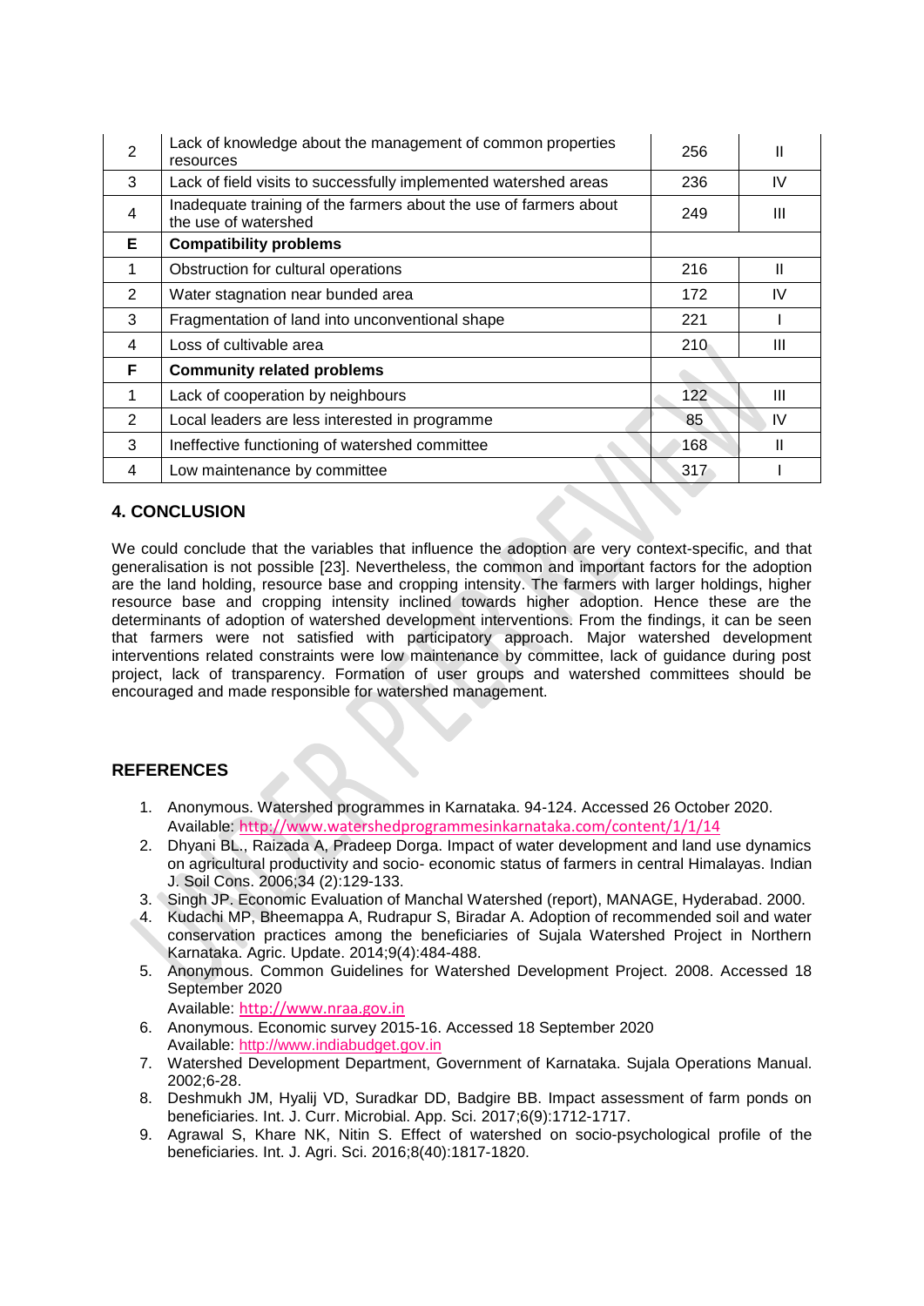| | | | |
|---|---|---|---|
| 2 | Lack of knowledge about the management of common properties resources | 256 | II |
| 3 | Lack of field visits to successfully implemented watershed areas | 236 | IV |
| 4 | Inadequate training of the farmers about the use of farmers about the use of watershed | 249 | III |
| **E** | **Compatibility problems** | | |
| 1 | Obstruction for cultural operations | 216 | II |
| 2 | Water stagnation near bunded area | 172 | IV |
| 3 | Fragmentation of land into unconventional shape | 221 | I |
| 4 | Loss of cultivable area | 210 | III |
| **F** | **Community related problems** | | |
| 1 | Lack of cooperation by neighbours | 122 | III |
| 2 | Local leaders are less interested in programme | 85 | IV |
| 3 | Ineffective functioning of watershed committee | 168 | II |
| 4 | Low maintenance by committee | 317 | I |

## 4. CONCLUSION

We could conclude that the variables that influence the adoption are very context-specific, and that generalisation is not possible [23]. Nevertheless, the common and important factors for the adoption are the land holding, resource base and cropping intensity. The farmers with larger holdings, higher resource base and cropping intensity inclined towards higher adoption. Hence these are the determinants of adoption of watershed development interventions. From the findings, it can be seen that farmers were not satisfied with participatory approach. Major watershed development interventions related constraints were low maintenance by committee, lack of guidance during post project, lack of transparency. Formation of user groups and watershed committees should be encouraged and made responsible for watershed management.

## REFERENCES

1. Anonymous. Watershed programmes in Karnataka. 94-124. Accessed 26 October 2020. Available: http://www.watershedprogrammesinkarnataka.com/content/1/1/14
2. Dhyani BL., Raizada A, Pradeep Dorga. Impact of water development and land use dynamics on agricultural productivity and socio- economic status of farmers in central Himalayas. Indian J. Soil Cons. 2006;34 (2):129-133.
3. Singh JP. Economic Evaluation of Manchal Watershed (report), MANAGE, Hyderabad. 2000.
4. Kudachi MP, Bheemappa A, Rudrapur S, Biradar A. Adoption of recommended soil and water conservation practices among the beneficiaries of Sujala Watershed Project in Northern Karnataka. Agric. Update. 2014;9(4):484-488.
5. Anonymous. Common Guidelines for Watershed Development Project. 2008. Accessed 18 September 2020
   Available: http://www.nraa.gov.in
6. Anonymous. Economic survey 2015-16. Accessed 18 September 2020
   Available: http://www.indiabudget.gov.in
7. Watershed Development Department, Government of Karnataka. Sujala Operations Manual. 2002;6-28.
8. Deshmukh JM, Hyalij VD, Suradkar DD, Badgire BB. Impact assessment of farm ponds on beneficiaries. Int. J. Curr. Microbial. App. Sci. 2017;6(9):1712-1717.
9. Agrawal S, Khare NK, Nitin S. Effect of watershed on socio-psychological profile of the beneficiaries. Int. J. Agri. Sci. 2016;8(40):1817-1820.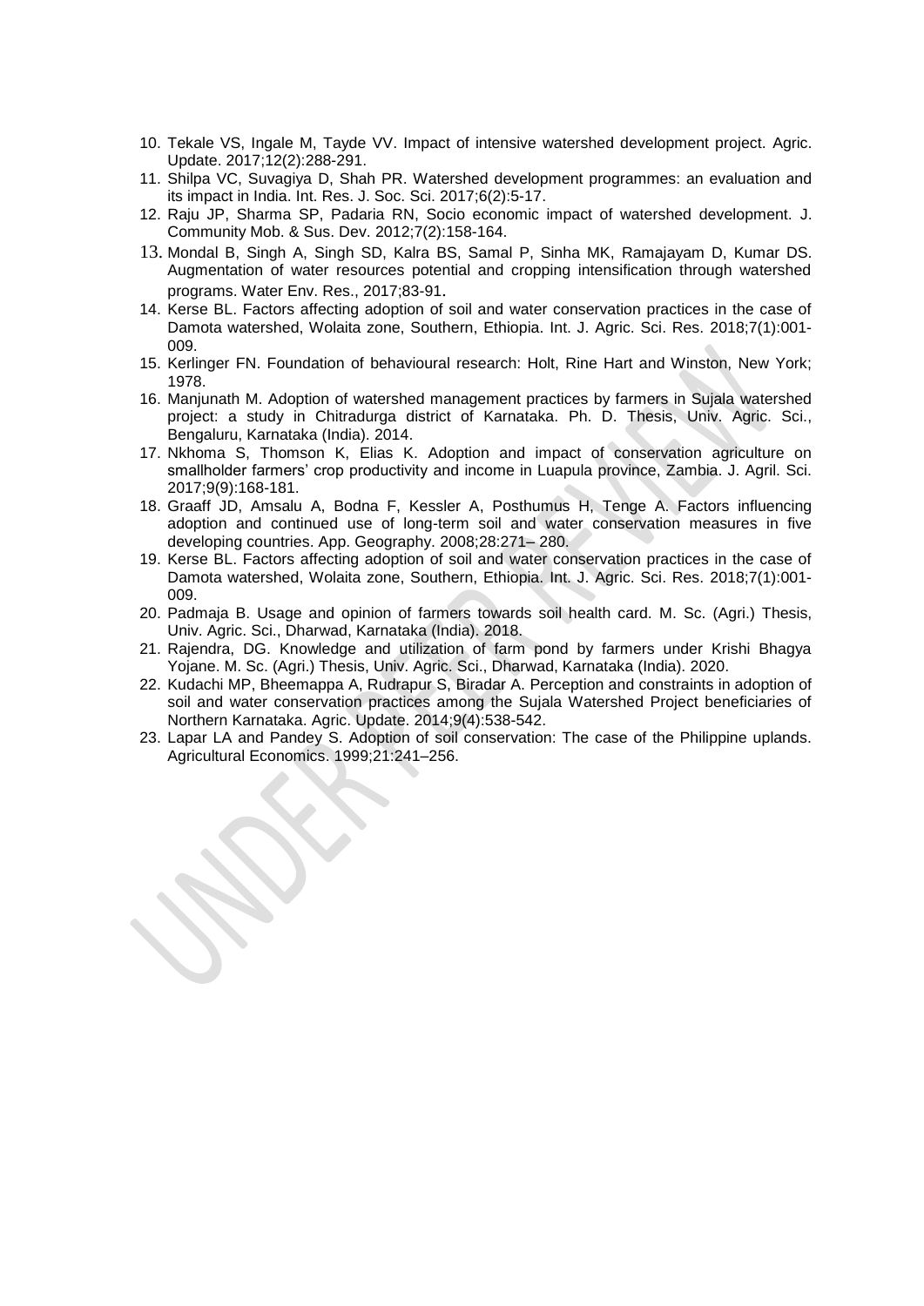10. Tekale VS, Ingale M, Tayde VV. Impact of intensive watershed development project. Agric. Update. 2017;12(2):288-291.
11. Shilpa VC, Suvagiya D, Shah PR. Watershed development programmes: an evaluation and its impact in India. Int. Res. J. Soc. Sci. 2017;6(2):5-17.
12. Raju JP, Sharma SP, Padaria RN, Socio economic impact of watershed development. J. Community Mob. & Sus. Dev. 2012;7(2):158-164.
13. Mondal B, Singh A, Singh SD, Kalra BS, Samal P, Sinha MK, Ramajayam D, Kumar DS. Augmentation of water resources potential and cropping intensification through watershed programs. Water Env. Res., 2017;83-91.
14. Kerse BL. Factors affecting adoption of soil and water conservation practices in the case of Damota watershed, Wolaita zone, Southern, Ethiopia. Int. J. Agric. Sci. Res. 2018;7(1):001-009.
15. Kerlinger FN. Foundation of behavioural research: Holt, Rine Hart and Winston, New York; 1978.
16. Manjunath M. Adoption of watershed management practices by farmers in Sujala watershed project: a study in Chitradurga district of Karnataka. Ph. D. Thesis, Univ. Agric. Sci., Bengaluru, Karnataka (India). 2014.
17. Nkhoma S, Thomson K, Elias K. Adoption and impact of conservation agriculture on smallholder farmers' crop productivity and income in Luapula province, Zambia. J. Agril. Sci. 2017;9(9):168-181.
18. Graaff JD, Amsalu A, Bodna F, Kessler A, Posthumus H, Tenge A. Factors influencing adoption and continued use of long-term soil and water conservation measures in five developing countries. App. Geography. 2008;28:271– 280.
19. Kerse BL. Factors affecting adoption of soil and water conservation practices in the case of Damota watershed, Wolaita zone, Southern, Ethiopia. Int. J. Agric. Sci. Res. 2018;7(1):001-009.
20. Padmaja B. Usage and opinion of farmers towards soil health card. M. Sc. (Agri.) Thesis, Univ. Agric. Sci., Dharwad, Karnataka (India). 2018.
21. Rajendra, DG. Knowledge and utilization of farm pond by farmers under Krishi Bhagya Yojane. M. Sc. (Agri.) Thesis, Univ. Agric. Sci., Dharwad, Karnataka (India). 2020.
22. Kudachi MP, Bheemappa A, Rudrapur S, Biradar A. Perception and constraints in adoption of soil and water conservation practices among the Sujala Watershed Project beneficiaries of Northern Karnataka. Agric. Update. 2014;9(4):538-542.
23. Lapar LA and Pandey S. Adoption of soil conservation: The case of the Philippine uplands. Agricultural Economics. 1999;21:241–256.